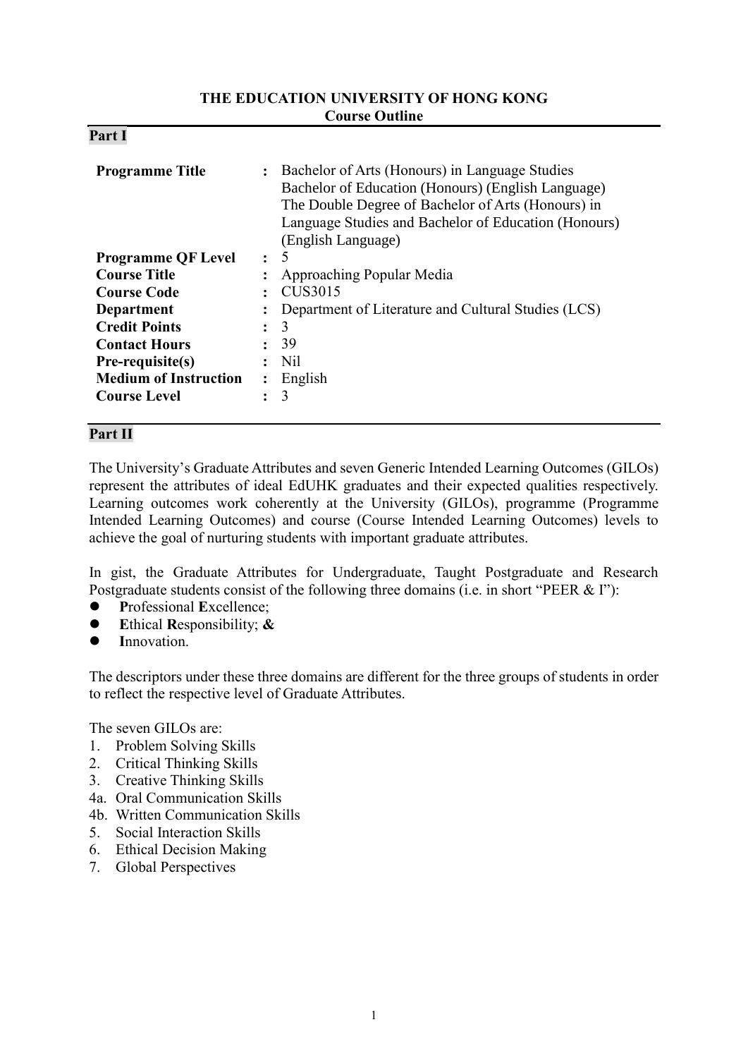**THE EDUCATION UNIVERSITY OF HONG KONG**
**Course Outline**

## Part I

| | | |
|---|---|---|
| **Programme Title** | : | Bachelor of Arts (Honours) in Language Studies<br>Bachelor of Education (Honours) (English Language)<br>The Double Degree of Bachelor of Arts (Honours) in Language Studies and Bachelor of Education (Honours) (English Language) |
| **Programme QF Level** | : | 5 |
| **Course Title** | : | Approaching Popular Media |
| **Course Code** | : | CUS3015 |
| **Department** | : | Department of Literature and Cultural Studies (LCS) |
| **Credit Points** | : | 3 |
| **Contact Hours** | : | 39 |
| **Pre-requisite(s)** | : | Nil |
| **Medium of Instruction** | : | English |
| **Course Level** | : | 3 |

## Part II

The University's Graduate Attributes and seven Generic Intended Learning Outcomes (GILOs) represent the attributes of ideal EdUHK graduates and their expected qualities respectively. Learning outcomes work coherently at the University (GILOs), programme (Programme Intended Learning Outcomes) and course (Course Intended Learning Outcomes) levels to achieve the goal of nurturing students with important graduate attributes.

In gist, the Graduate Attributes for Undergraduate, Taught Postgraduate and Research Postgraduate students consist of the following three domains (i.e. in short "PEER & I"):

- **P**rofessional **E**xcellence;
- **E**thical **R**esponsibility; **&**
- **I**nnovation.

The descriptors under these three domains are different for the three groups of students in order to reflect the respective level of Graduate Attributes.

The seven GILOs are:

1. Problem Solving Skills
2. Critical Thinking Skills
3. Creative Thinking Skills

4a. Oral Communication Skills
4b. Written Communication Skills

5. Social Interaction Skills
6. Ethical Decision Making
7. Global Perspectives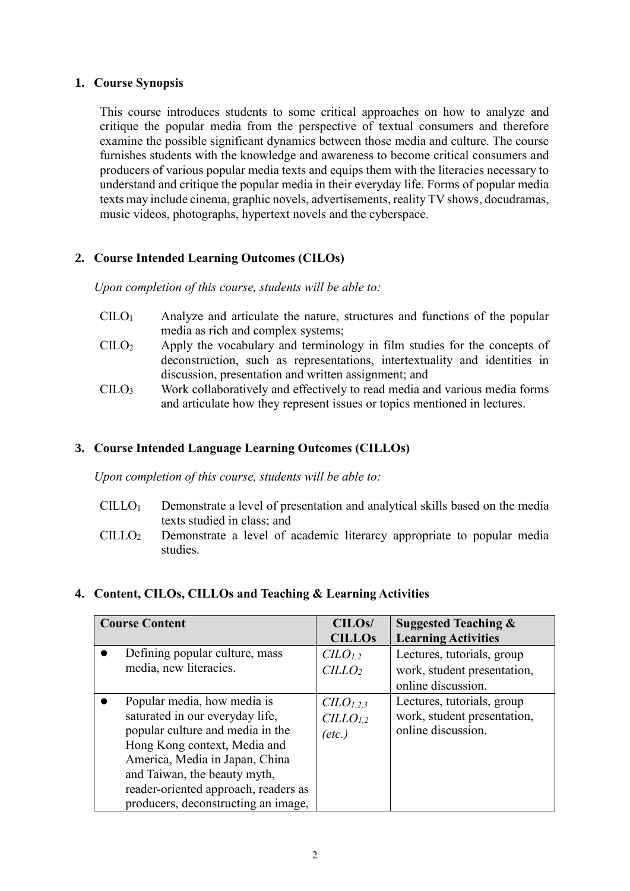## 1. Course Synopsis

This course introduces students to some critical approaches on how to analyze and critique the popular media from the perspective of textual consumers and therefore examine the possible significant dynamics between those media and culture. The course furnishes students with the knowledge and awareness to become critical consumers and producers of various popular media texts and equips them with the literacies necessary to understand and critique the popular media in their everyday life. Forms of popular media texts may include cinema, graphic novels, advertisements, reality TV shows, docudramas, music videos, photographs, hypertext novels and the cyberspace.

## 2. Course Intended Learning Outcomes (CILOs)

*Upon completion of this course, students will be able to:*

- $CILO_1$ Analyze and articulate the nature, structures and functions of the popular media as rich and complex systems;
- $CILO_2$ Apply the vocabulary and terminology in film studies for the concepts of deconstruction, such as representations, intertextuality and identities in discussion, presentation and written assignment; and
- $CILO_3$ Work collaboratively and effectively to read media and various media forms and articulate how they represent issues or topics mentioned in lectures.

## 3. Course Intended Language Learning Outcomes (CILLOs)

*Upon completion of this course, students will be able to:*

- $CILLO_1$ Demonstrate a level of presentation and analytical skills based on the media texts studied in class; and
- $CILLO_2$ Demonstrate a level of academic literarcy appropriate to popular media studies.

## 4. Content, CILOs, CILLOs and Teaching & Learning Activities

| Course Content | CILOs/ CILLOs | Suggested Teaching & Learning Activities |
|---|---|---|
| • Defining popular culture, mass media, new literacies. | *$CILO_{1,2}$* *$CILLO_2$* | Lectures, tutorials, group work, student presentation, online discussion. |
| • Popular media, how media is saturated in our everyday life, popular culture and media in the Hong Kong context, Media and America, Media in Japan, China and Taiwan, the beauty myth, reader-oriented approach, readers as producers, deconstructing an image, | *$CILO_{1,2,3}$* *$CILLO_{1,2}$* *(etc.)* | Lectures, tutorials, group work, student presentation, online discussion. |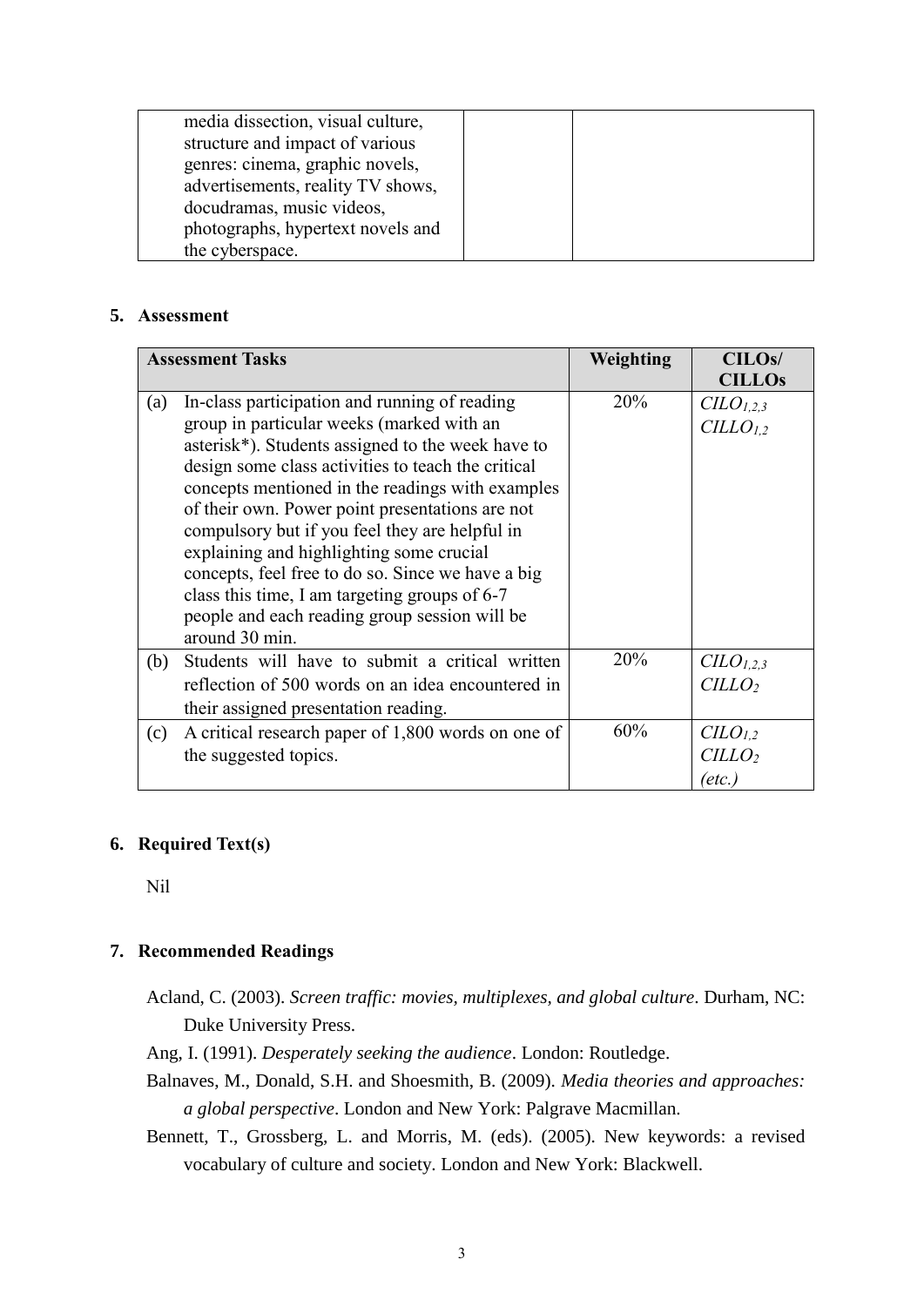| | | |
|---|---|---|
| media dissection, visual culture, structure and impact of various genres: cinema, graphic novels, advertisements, reality TV shows, docudramas, music videos, photographs, hypertext novels and the cyberspace. | | |

### 5. Assessment

| Assessment Tasks | Weighting | CILOs/ CILLOs |
|---|---|---|
| (a) In-class participation and running of reading group in particular weeks (marked with an asterisk*). Students assigned to the week have to design some class activities to teach the critical concepts mentioned in the readings with examples of their own. Power point presentations are not compulsory but if you feel they are helpful in explaining and highlighting some crucial concepts, feel free to do so. Since we have a big class this time, I am targeting groups of 6-7 people and each reading group session will be around 30 min. | 20% | *CILO*$_{1,2,3}$ *CILLO*$_{1,2}$ |
| (b) Students will have to submit a critical written reflection of 500 words on an idea encountered in their assigned presentation reading. | 20% | *CILO*$_{1,2,3}$ *CILLO*$_{2}$ |
| (c) A critical research paper of 1,800 words on one of the suggested topics. | 60% | *CILO*$_{1,2}$ *CILLO*$_{2}$ *(etc.)* |

### 6. Required Text(s)

Nil

### 7. Recommended Readings

Acland, C. (2003). *Screen traffic: movies, multiplexes, and global culture*. Durham, NC: Duke University Press.

Ang, I. (1991). *Desperately seeking the audience*. London: Routledge.

Balnaves, M., Donald, S.H. and Shoesmith, B. (2009). *Media theories and approaches: a global perspective*. London and New York: Palgrave Macmillan.

Bennett, T., Grossberg, L. and Morris, M. (eds). (2005). New keywords: a revised vocabulary of culture and society. London and New York: Blackwell.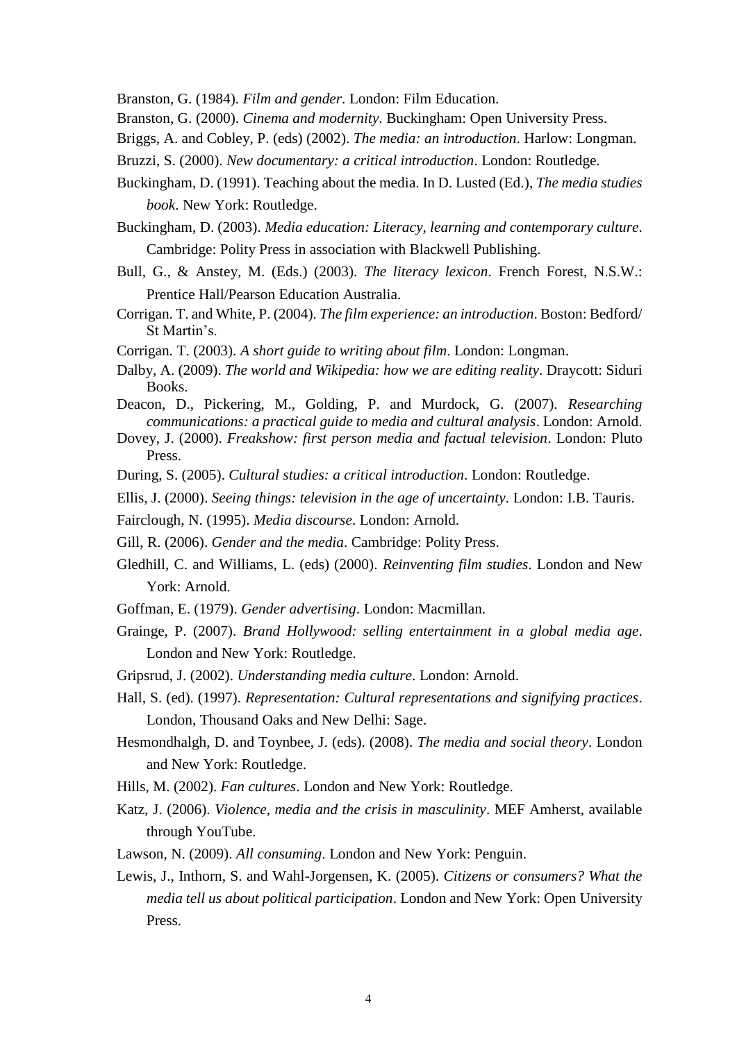Branston, G. (1984). *Film and gender*. London: Film Education.

Branston, G. (2000). *Cinema and modernity*. Buckingham: Open University Press.

Briggs, A. and Cobley, P. (eds) (2002). *The media: an introduction*. Harlow: Longman.

Bruzzi, S. (2000). *New documentary: a critical introduction*. London: Routledge.

Buckingham, D. (1991). Teaching about the media. In D. Lusted (Ed.), *The media studies book*. New York: Routledge.

Buckingham, D. (2003). *Media education: Literacy, learning and contemporary culture*. Cambridge: Polity Press in association with Blackwell Publishing.

Bull, G., & Anstey, M. (Eds.) (2003). *The literacy lexicon*. French Forest, N.S.W.: Prentice Hall/Pearson Education Australia.

Corrigan. T. and White, P. (2004). *The film experience: an introduction*. Boston: Bedford/ St Martin's.

Corrigan. T. (2003). *A short guide to writing about film*. London: Longman.

Dalby, A. (2009). *The world and Wikipedia: how we are editing reality*. Draycott: Siduri Books.

Deacon, D., Pickering, M., Golding, P. and Murdock, G. (2007). *Researching communications: a practical guide to media and cultural analysis*. London: Arnold.

Dovey, J. (2000). *Freakshow: first person media and factual television*. London: Pluto Press.

During, S. (2005). *Cultural studies: a critical introduction*. London: Routledge.

Ellis, J. (2000). *Seeing things: television in the age of uncertainty*. London: I.B. Tauris.

Fairclough, N. (1995). *Media discourse*. London: Arnold.

Gill, R. (2006). *Gender and the media*. Cambridge: Polity Press.

Gledhill, C. and Williams, L. (eds) (2000). *Reinventing film studies*. London and New York: Arnold.

Goffman, E. (1979). *Gender advertising*. London: Macmillan.

Grainge, P. (2007). *Brand Hollywood: selling entertainment in a global media age*. London and New York: Routledge.

Gripsrud, J. (2002). *Understanding media culture*. London: Arnold.

Hall, S. (ed). (1997). *Representation: Cultural representations and signifying practices*. London, Thousand Oaks and New Delhi: Sage.

Hesmondhalgh, D. and Toynbee, J. (eds). (2008). *The media and social theory*. London and New York: Routledge.

Hills, M. (2002). *Fan cultures*. London and New York: Routledge.

Katz, J. (2006). *Violence, media and the crisis in masculinity*. MEF Amherst, available through YouTube.

Lawson, N. (2009). *All consuming*. London and New York: Penguin.

Lewis, J., Inthorn, S. and Wahl-Jorgensen, K. (2005). *Citizens or consumers? What the media tell us about political participation*. London and New York: Open University Press.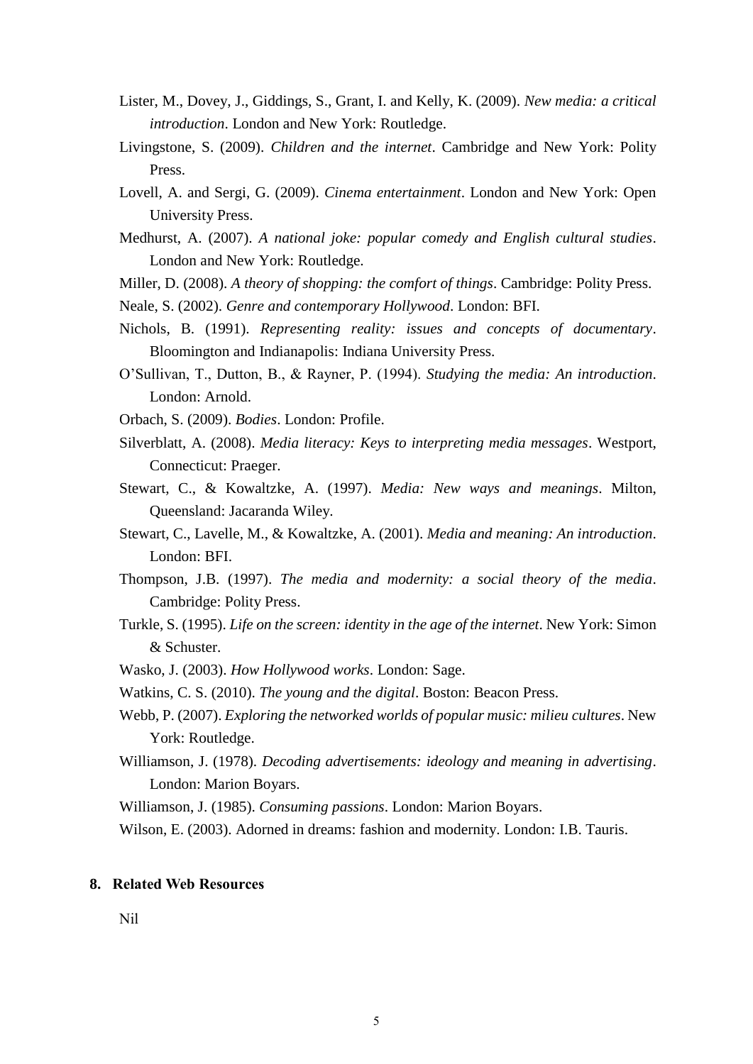Lister, M., Dovey, J., Giddings, S., Grant, I. and Kelly, K. (2009). *New media: a critical introduction*. London and New York: Routledge.

Livingstone, S. (2009). *Children and the internet*. Cambridge and New York: Polity Press.

Lovell, A. and Sergi, G. (2009). *Cinema entertainment*. London and New York: Open University Press.

Medhurst, A. (2007). *A national joke: popular comedy and English cultural studies*. London and New York: Routledge.

Miller, D. (2008). *A theory of shopping: the comfort of things*. Cambridge: Polity Press.

Neale, S. (2002). *Genre and contemporary Hollywood*. London: BFI.

Nichols, B. (1991). *Representing reality: issues and concepts of documentary*. Bloomington and Indianapolis: Indiana University Press.

O'Sullivan, T., Dutton, B., & Rayner, P. (1994). *Studying the media: An introduction*. London: Arnold.

Orbach, S. (2009). *Bodies*. London: Profile.

Silverblatt, A. (2008). *Media literacy: Keys to interpreting media messages*. Westport, Connecticut: Praeger.

Stewart, C., & Kowaltzke, A. (1997). *Media: New ways and meanings*. Milton, Queensland: Jacaranda Wiley.

Stewart, C., Lavelle, M., & Kowaltzke, A. (2001). *Media and meaning: An introduction*. London: BFI.

Thompson, J.B. (1997). *The media and modernity: a social theory of the media*. Cambridge: Polity Press.

Turkle, S. (1995). *Life on the screen: identity in the age of the internet*. New York: Simon & Schuster.

Wasko, J. (2003). *How Hollywood works*. London: Sage.

Watkins, C. S. (2010). *The young and the digital*. Boston: Beacon Press.

Webb, P. (2007). *Exploring the networked worlds of popular music: milieu cultures*. New York: Routledge.

Williamson, J. (1978). *Decoding advertisements: ideology and meaning in advertising*. London: Marion Boyars.

Williamson, J. (1985). *Consuming passions*. London: Marion Boyars.

Wilson, E. (2003). Adorned in dreams: fashion and modernity. London: I.B. Tauris.

## 8. Related Web Resources

Nil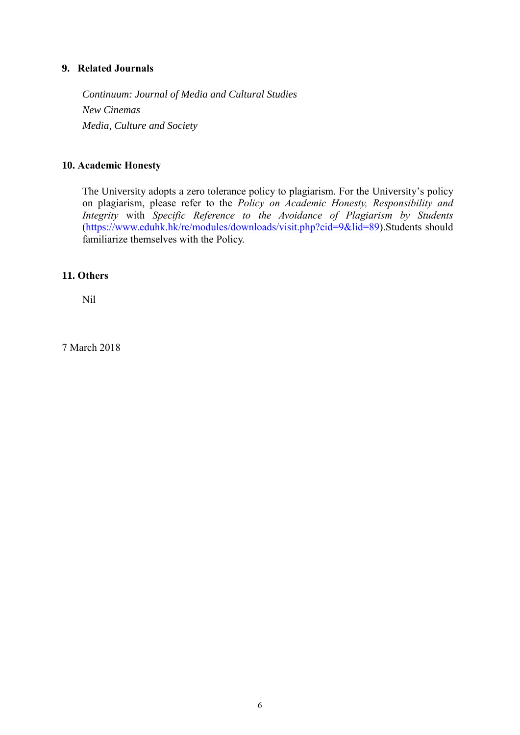## 9. Related Journals

*Continuum: Journal of Media and Cultural Studies*
*New Cinemas*
*Media, Culture and Society*

## 10. Academic Honesty

The University adopts a zero tolerance policy to plagiarism. For the University's policy on plagiarism, please refer to the *Policy on Academic Honesty, Responsibility and Integrity* with *Specific Reference to the Avoidance of Plagiarism by Students* (https://www.eduhk.hk/re/modules/downloads/visit.php?cid=9&lid=89).Students should familiarize themselves with the Policy.

## 11. Others

Nil

7 March 2018